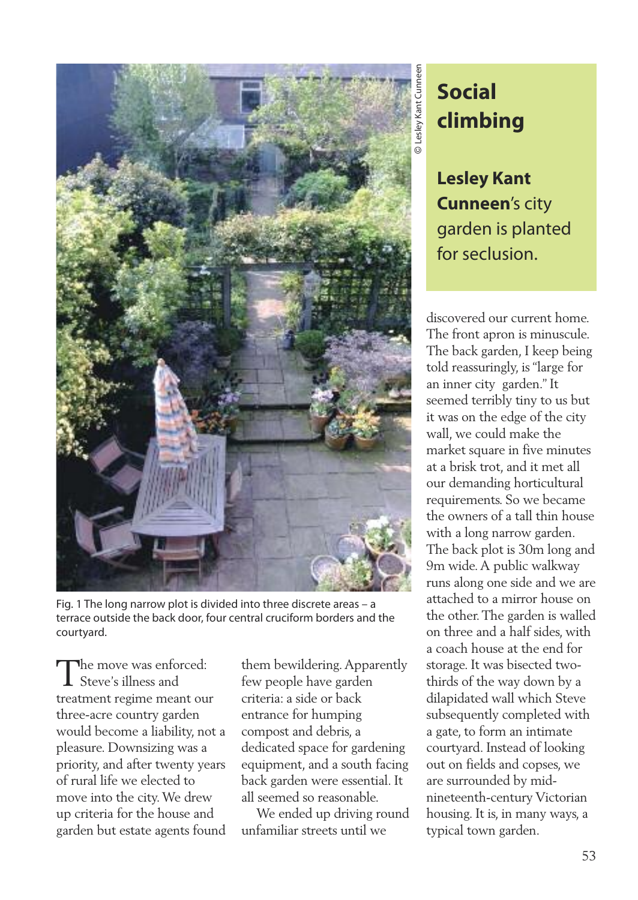# Social climbing

**Lesley Kant Cunneen**'s city garden is planted for seclusion.

© Lesley Kant Cunneen

Fig. 1 The long narrow plot is divided into three discrete areas – a terrace outside the back door, four central cruciform borders and the courtyard.

The move was enforced: Steve's illness and treatment regime meant our three-acre country garden would become a liability, not a pleasure. Downsizing was a priority, and after twenty years of rural life we elected to move into the city. We drew up criteria for the house and garden but estate agents found them bewildering. Apparently few people have garden criteria: a side or back entrance for humping compost and debris, a dedicated space for gardening equipment, and a south facing back garden were essential. It all seemed so reasonable.

We ended up driving round unfamiliar streets until we discovered our current home. The front apron is minuscule. The back garden, I keep being told reassuringly, is "large for an inner city garden." It seemed terribly tiny to us but it was on the edge of the city wall, we could make the market square in five minutes at a brisk trot, and it met all our demanding horticultural requirements. So we became the owners of a tall thin house with a long narrow garden. The back plot is 30m long and 9m wide. A public walkway runs along one side and we are attached to a mirror house on the other. The garden is walled on three and a half sides, with a coach house at the end for storage. It was bisected two-thirds of the way down by a dilapidated wall which Steve subsequently completed with a gate, to form an intimate courtyard. Instead of looking out on fields and copses, we are surrounded by mid-nineteenth-century Victorian housing. It is, in many ways, a typical town garden.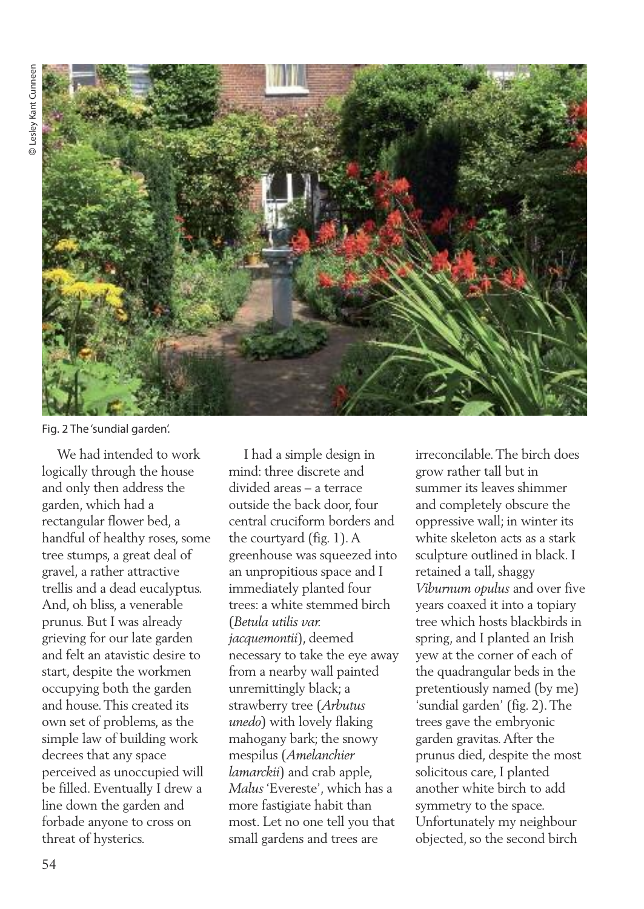Fig. 2 The 'sundial garden'.

We had intended to work logically through the house and only then address the garden, which had a rectangular flower bed, a handful of healthy roses, some tree stumps, a great deal of gravel, a rather attractive trellis and a dead eucalyptus. And, oh bliss, a venerable prunus. But I was already grieving for our late garden and felt an atavistic desire to start, despite the workmen occupying both the garden and house. This created its own set of problems, as the simple law of building work decrees that any space perceived as unoccupied will be filled. Eventually I drew a line down the garden and forbade anyone to cross on threat of hysterics.

I had a simple design in mind: three discrete and divided areas – a terrace outside the back door, four central cruciform borders and the courtyard (fig. 1). A greenhouse was squeezed into an unpropitious space and I immediately planted four trees: a white stemmed birch (*Betula utilis var. jacquemontii*), deemed necessary to take the eye away from a nearby wall painted unremittingly black; a strawberry tree (*Arbutus unedo*) with lovely flaking mahogany bark; the snowy mespilus (*Amelanchier lamarckii*) and crab apple, *Malus* 'Evereste', which has a more fastigiate habit than most. Let no one tell you that small gardens and trees are irreconcilable. The birch does grow rather tall but in summer its leaves shimmer and completely obscure the oppressive wall; in winter its white skeleton acts as a stark sculpture outlined in black. I retained a tall, shaggy *Viburnum opulus* and over five years coaxed it into a topiary tree which hosts blackbirds in spring, and I planted an Irish yew at the corner of each of the quadrangular beds in the pretentiously named (by me) 'sundial garden' (fig. 2). The trees gave the embryonic garden gravitas. After the prunus died, despite the most solicitous care, I planted another white birch to add symmetry to the space. Unfortunately my neighbour objected, so the second birch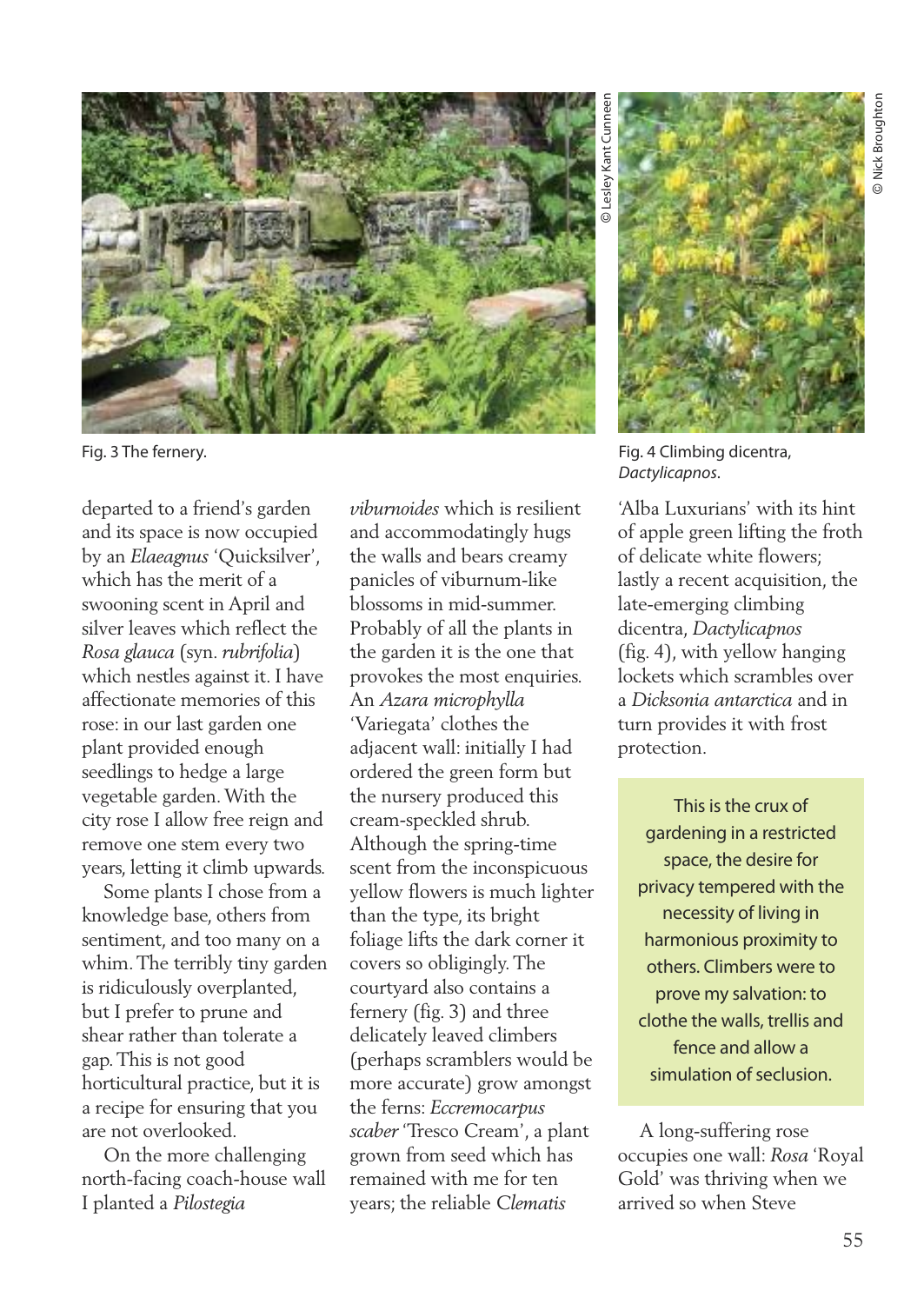Fig. 3 The fernery.

Fig. 4 Climbing dicentra, *Dactylicapnos*.

departed to a friend's garden and its space is now occupied by an *Elaeagnus* 'Quicksilver', which has the merit of a swooning scent in April and silver leaves which reflect the *Rosa glauca* (syn. *rubrifolia*) which nestles against it. I have affectionate memories of this rose: in our last garden one plant provided enough seedlings to hedge a large vegetable garden. With the city rose I allow free reign and remove one stem every two years, letting it climb upwards.

Some plants I chose from a knowledge base, others from sentiment, and too many on a whim. The terribly tiny garden is ridiculously overplanted, but I prefer to prune and shear rather than tolerate a gap. This is not good horticultural practice, but it is a recipe for ensuring that you are not overlooked.

On the more challenging north-facing coach-house wall I planted a *Pilostegia viburnoides* which is resilient and accommodatingly hugs the walls and bears creamy panicles of viburnum-like blossoms in mid-summer. Probably of all the plants in the garden it is the one that provokes the most enquiries. An *Azara microphylla* 'Variegata' clothes the adjacent wall: initially I had ordered the green form but the nursery produced this cream-speckled shrub. Although the spring-time scent from the inconspicuous yellow flowers is much lighter than the type, its bright foliage lifts the dark corner it covers so obligingly. The courtyard also contains a fernery (fig. 3) and three delicately leaved climbers (perhaps scramblers would be more accurate) grow amongst the ferns: *Eccremocarpus scaber* 'Tresco Cream', a plant grown from seed which has remained with me for ten years; the reliable *Clematis* 'Alba Luxurians' with its hint of apple green lifting the froth of delicate white flowers; lastly a recent acquisition, the late-emerging climbing dicentra, *Dactylicapnos* (fig. 4), with yellow hanging lockets which scrambles over a *Dicksonia antarctica* and in turn provides it with frost protection.

> This is the crux of gardening in a restricted space, the desire for privacy tempered with the necessity of living in harmonious proximity to others. Climbers were to prove my salvation: to clothe the walls, trellis and fence and allow a simulation of seclusion.

A long-suffering rose occupies one wall: *Rosa* 'Royal Gold' was thriving when we arrived so when Steve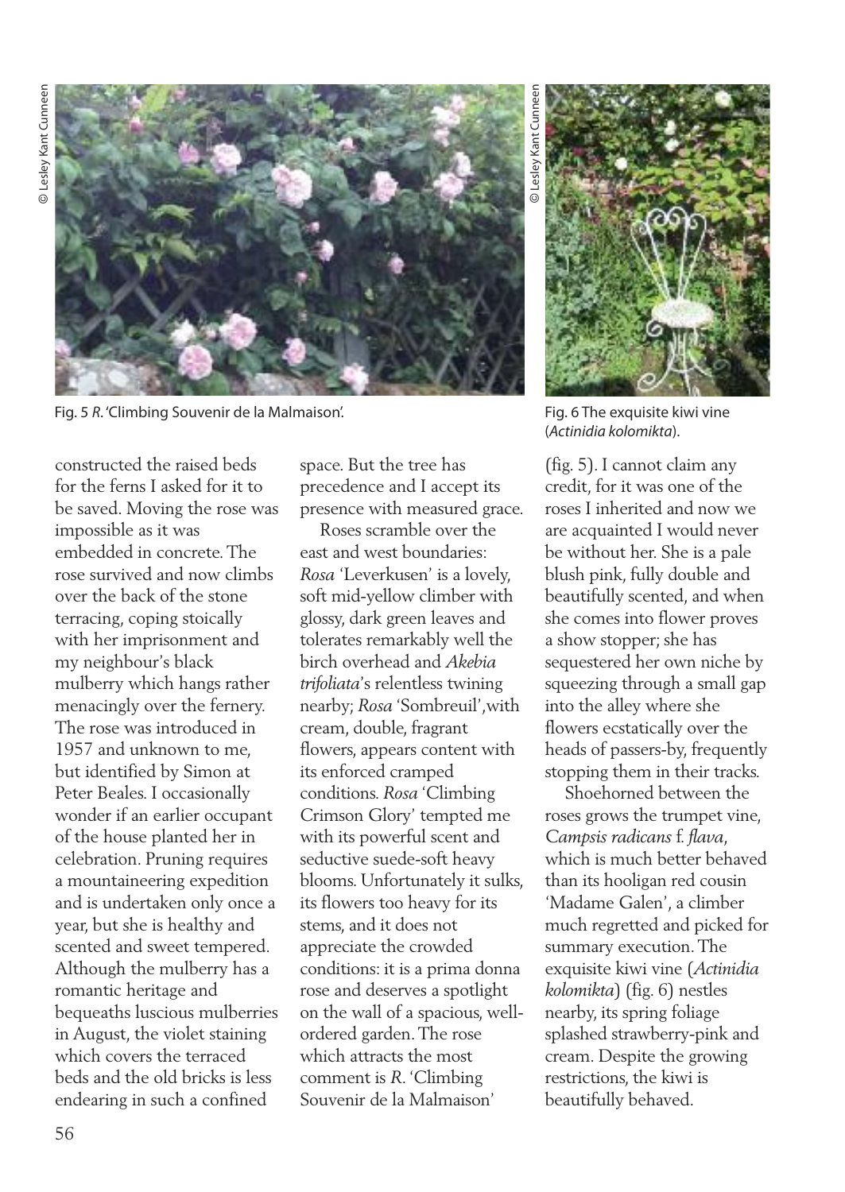Fig. 5 *R.* 'Climbing Souvenir de la Malmaison'.

Fig. 6 The exquisite kiwi vine (*Actinidia kolomikta*).

constructed the raised beds for the ferns I asked for it to be saved. Moving the rose was impossible as it was embedded in concrete. The rose survived and now climbs over the back of the stone terracing, coping stoically with her imprisonment and my neighbour's black mulberry which hangs rather menacingly over the fernery. The rose was introduced in 1957 and unknown to me, but identified by Simon at Peter Beales. I occasionally wonder if an earlier occupant of the house planted her in celebration. Pruning requires a mountaineering expedition and is undertaken only once a year, but she is healthy and scented and sweet tempered. Although the mulberry has a romantic heritage and bequeaths luscious mulberries in August, the violet staining which covers the terraced beds and the old bricks is less endearing in such a confined space. But the tree has precedence and I accept its presence with measured grace.

Roses scramble over the east and west boundaries: *Rosa* 'Leverkusen' is a lovely, soft mid-yellow climber with glossy, dark green leaves and tolerates remarkably well the birch overhead and *Akebia trifoliata*'s relentless twining nearby; *Rosa* 'Sombreuil',with cream, double, fragrant flowers, appears content with its enforced cramped conditions. *Rosa* 'Climbing Crimson Glory' tempted me with its powerful scent and seductive suede-soft heavy blooms. Unfortunately it sulks, its flowers too heavy for its stems, and it does not appreciate the crowded conditions: it is a prima donna rose and deserves a spotlight on the wall of a spacious, well-ordered garden. The rose which attracts the most comment is *R.* 'Climbing Souvenir de la Malmaison' (fig. 5). I cannot claim any credit, for it was one of the roses I inherited and now we are acquainted I would never be without her. She is a pale blush pink, fully double and beautifully scented, and when she comes into flower proves a show stopper; she has sequestered her own niche by squeezing through a small gap into the alley where she flowers ecstatically over the heads of passers-by, frequently stopping them in their tracks.

Shoehorned between the roses grows the trumpet vine, *Campsis radicans* f. *flava*, which is much better behaved than its hooligan red cousin 'Madame Galen', a climber much regretted and picked for summary execution. The exquisite kiwi vine (*Actinidia kolomikta*) (fig. 6) nestles nearby, its spring foliage splashed strawberry-pink and cream. Despite the growing restrictions, the kiwi is beautifully behaved.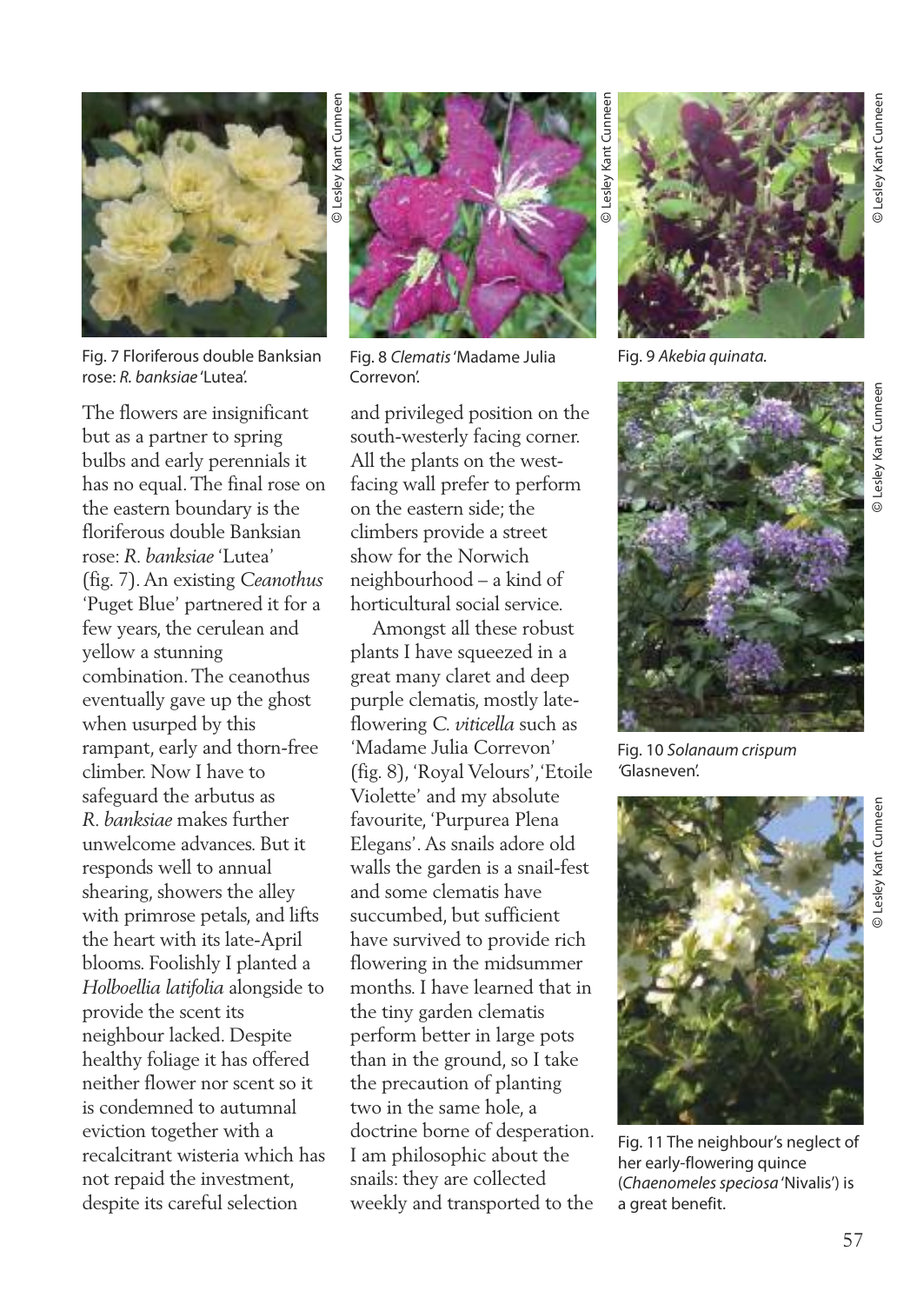Fig. 7 Floriferous double Banksian rose: *R. banksiae* 'Lutea'.

Fig. 8 *Clematis* 'Madame Julia Correvon'.

Fig. 9 *Akebia quinata*.

Fig. 10 *Solanaum crispum* 'Glasneven'.

Fig. 11 The neighbour's neglect of her early-flowering quince (*Chaenomeles speciosa* 'Nivalis') is a great benefit.

The flowers are insignificant but as a partner to spring bulbs and early perennials it has no equal. The final rose on the eastern boundary is the floriferous double Banksian rose: *R. banksiae* 'Lutea' (fig. 7). An existing *Ceanothus* 'Puget Blue' partnered it for a few years, the cerulean and yellow a stunning combination. The ceanothus eventually gave up the ghost when usurped by this rampant, early and thorn-free climber. Now I have to safeguard the arbutus as *R. banksiae* makes further unwelcome advances. But it responds well to annual shearing, showers the alley with primrose petals, and lifts the heart with its late-April blooms. Foolishly I planted a *Holboellia latifolia* alongside to provide the scent its neighbour lacked. Despite healthy foliage it has offered neither flower nor scent so it is condemned to autumnal eviction together with a recalcitrant wisteria which has not repaid the investment, despite its careful selection and privileged position on the south-westerly facing corner. All the plants on the west-facing wall prefer to perform on the eastern side; the climbers provide a street show for the Norwich neighbourhood – a kind of horticultural social service.

Amongst all these robust plants I have squeezed in a great many claret and deep purple clematis, mostly late-flowering *C. viticella* such as 'Madame Julia Correvon' (fig. 8), 'Royal Velours', 'Etoile Violette' and my absolute favourite, 'Purpurea Plena Elegans'. As snails adore old walls the garden is a snail-fest and some clematis have succumbed, but sufficient have survived to provide rich flowering in the midsummer months. I have learned that in the tiny garden clematis perform better in large pots than in the ground, so I take the precaution of planting two in the same hole, a doctrine borne of desperation. I am philosophic about the snails: they are collected weekly and transported to the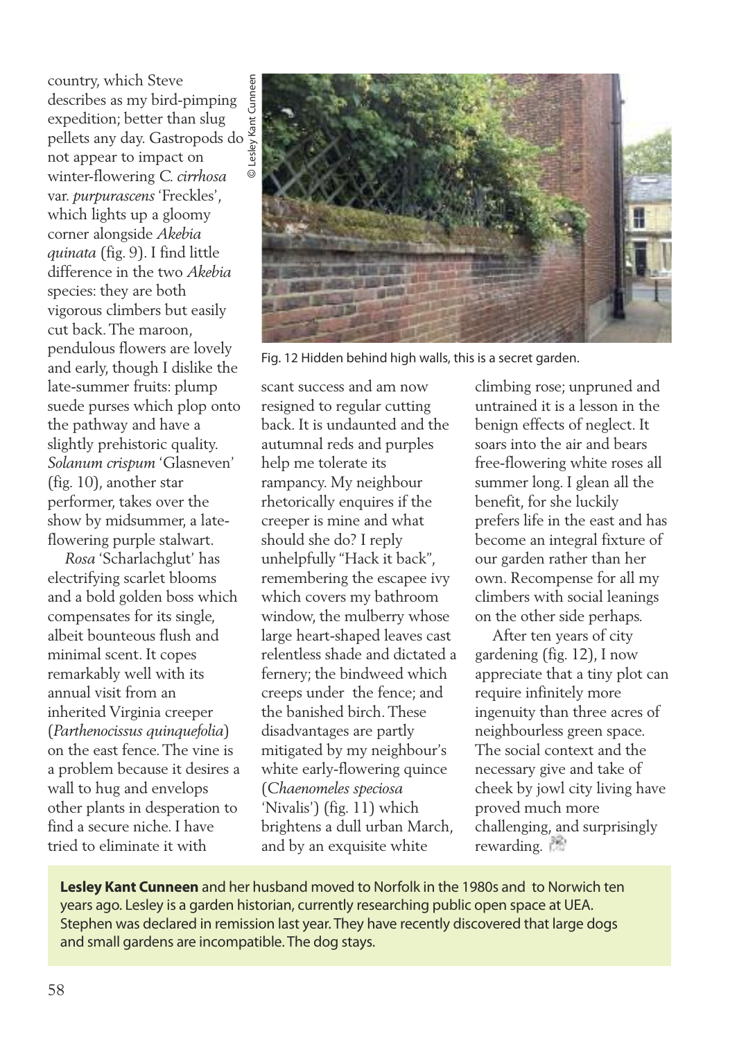country, which Steve describes as my bird-pimping expedition; better than slug pellets any day. Gastropods do not appear to impact on winter-flowering *C. cirrhosa* var. *purpurascens* 'Freckles', which lights up a gloomy corner alongside *Akebia quinata* (fig. 9). I find little difference in the two *Akebia* species: they are both vigorous climbers but easily cut back. The maroon, pendulous flowers are lovely and early, though I dislike the late-summer fruits: plump suede purses which plop onto the pathway and have a slightly prehistoric quality. *Solanum crispum* 'Glasneven' (fig. 10), another star performer, takes over the show by midsummer, a late-flowering purple stalwart.

*Rosa* 'Scharlachglut' has electrifying scarlet blooms and a bold golden boss which compensates for its single, albeit bounteous flush and minimal scent. It copes remarkably well with its annual visit from an inherited Virginia creeper (*Parthenocissus quinquefolia*) on the east fence. The vine is a problem because it desires a wall to hug and envelops other plants in desperation to find a secure niche. I have tried to eliminate it with scant success and am now resigned to regular cutting back. It is undaunted and the autumnal reds and purples help me tolerate its rampancy. My neighbour rhetorically enquires if the creeper is mine and what should she do? I reply unhelpfully "Hack it back", remembering the escapee ivy which covers my bathroom window, the mulberry whose large heart-shaped leaves cast relentless shade and dictated a fernery; the bindweed which creeps under the fence; and the banished birch. These disadvantages are partly mitigated by my neighbour's white early-flowering quince (*Chaenomeles speciosa* 'Nivalis') (fig. 11) which brightens a dull urban March, and by an exquisite white climbing rose; unpruned and untrained it is a lesson in the benign effects of neglect. It soars into the air and bears free-flowering white roses all summer long. I glean all the benefit, for she luckily prefers life in the east and has become an integral fixture of our garden rather than her own. Recompense for all my climbers with social leanings on the other side perhaps.

© Lesley Kant Cunneen

Fig. 12 Hidden behind high walls, this is a secret garden.

After ten years of city gardening (fig. 12), I now appreciate that a tiny plot can require infinitely more ingenuity than three acres of neighbourless green space. The social context and the necessary give and take of cheek by jowl city living have proved much more challenging, and surprisingly rewarding.

**Lesley Kant Cunneen** and her husband moved to Norfolk in the 1980s and to Norwich ten years ago. Lesley is a garden historian, currently researching public open space at UEA. Stephen was declared in remission last year. They have recently discovered that large dogs and small gardens are incompatible. The dog stays.